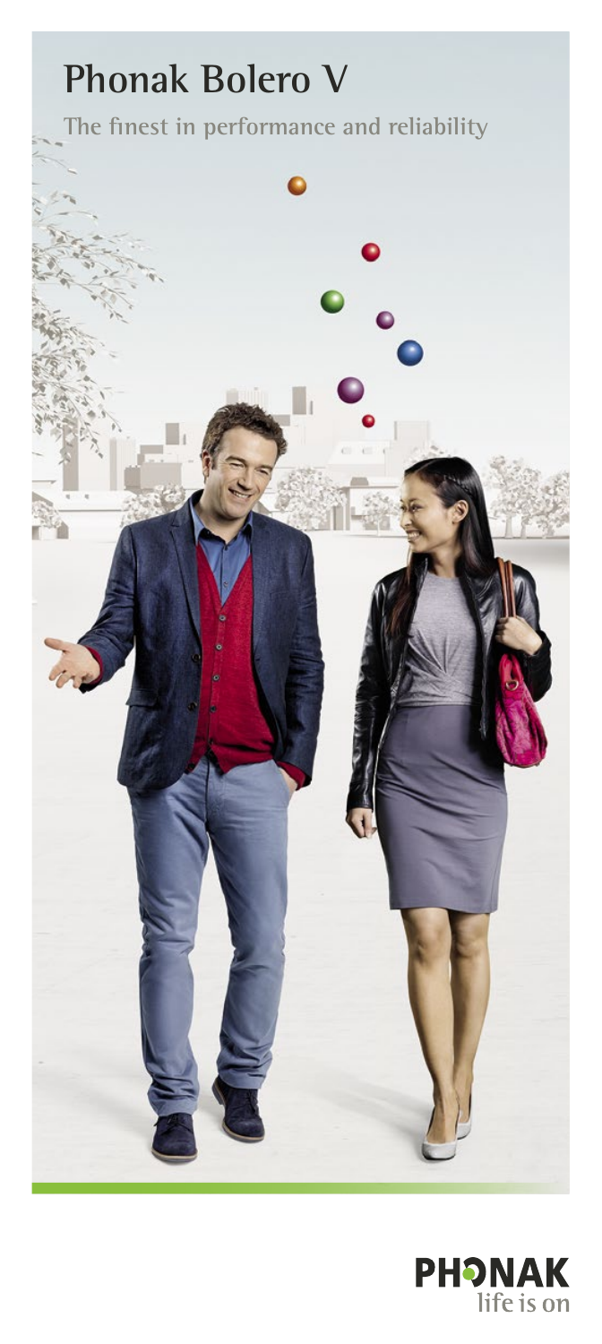# Phonak Bolero V

The finest in performance and reliability

PHONAK
life is on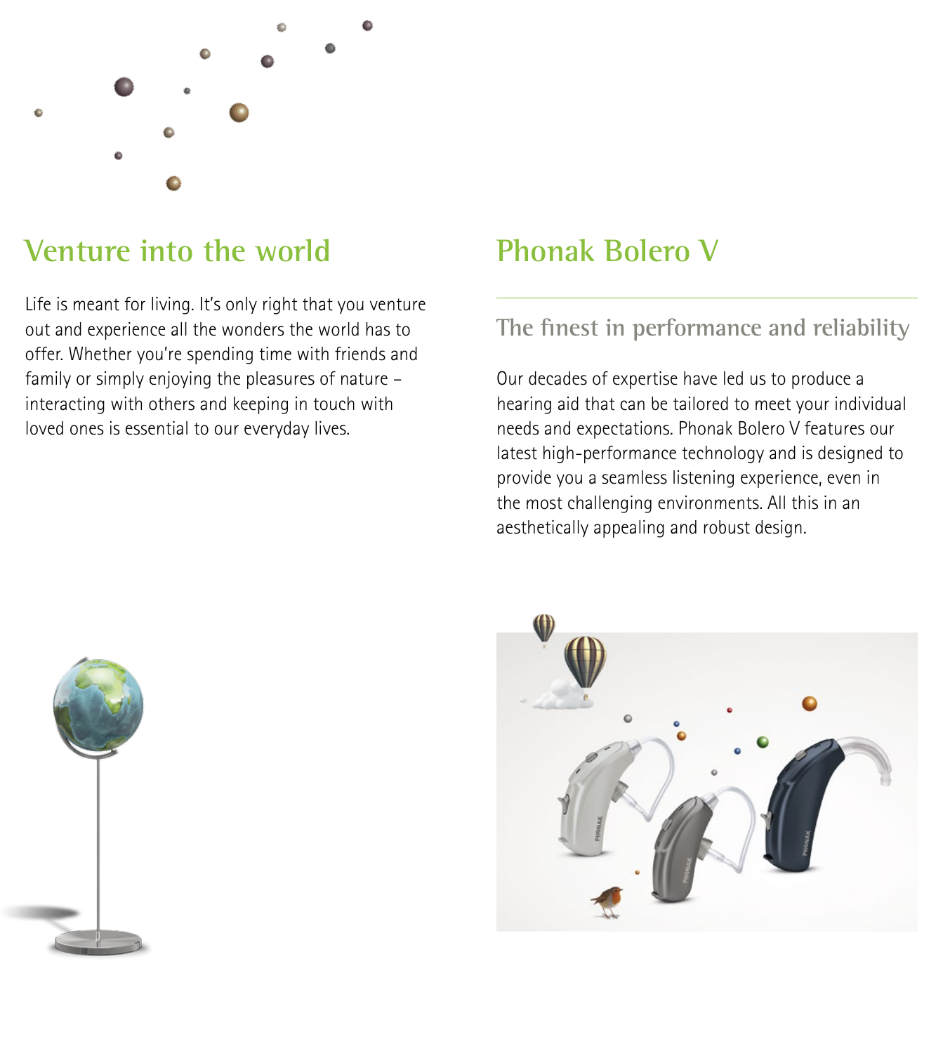## Venture into the world

Life is meant for living. It's only right that you venture out and experience all the wonders the world has to offer. Whether you're spending time with friends and family or simply enjoying the pleasures of nature – interacting with others and keeping in touch with loved ones is essential to our everyday lives.

## Phonak Bolero V

### The finest in performance and reliability

Our decades of expertise have led us to produce a hearing aid that can be tailored to meet your individual needs and expectations. Phonak Bolero V features our latest high-performance technology and is designed to provide you a seamless listening experience, even in the most challenging environments. All this in an aesthetically appealing and robust design.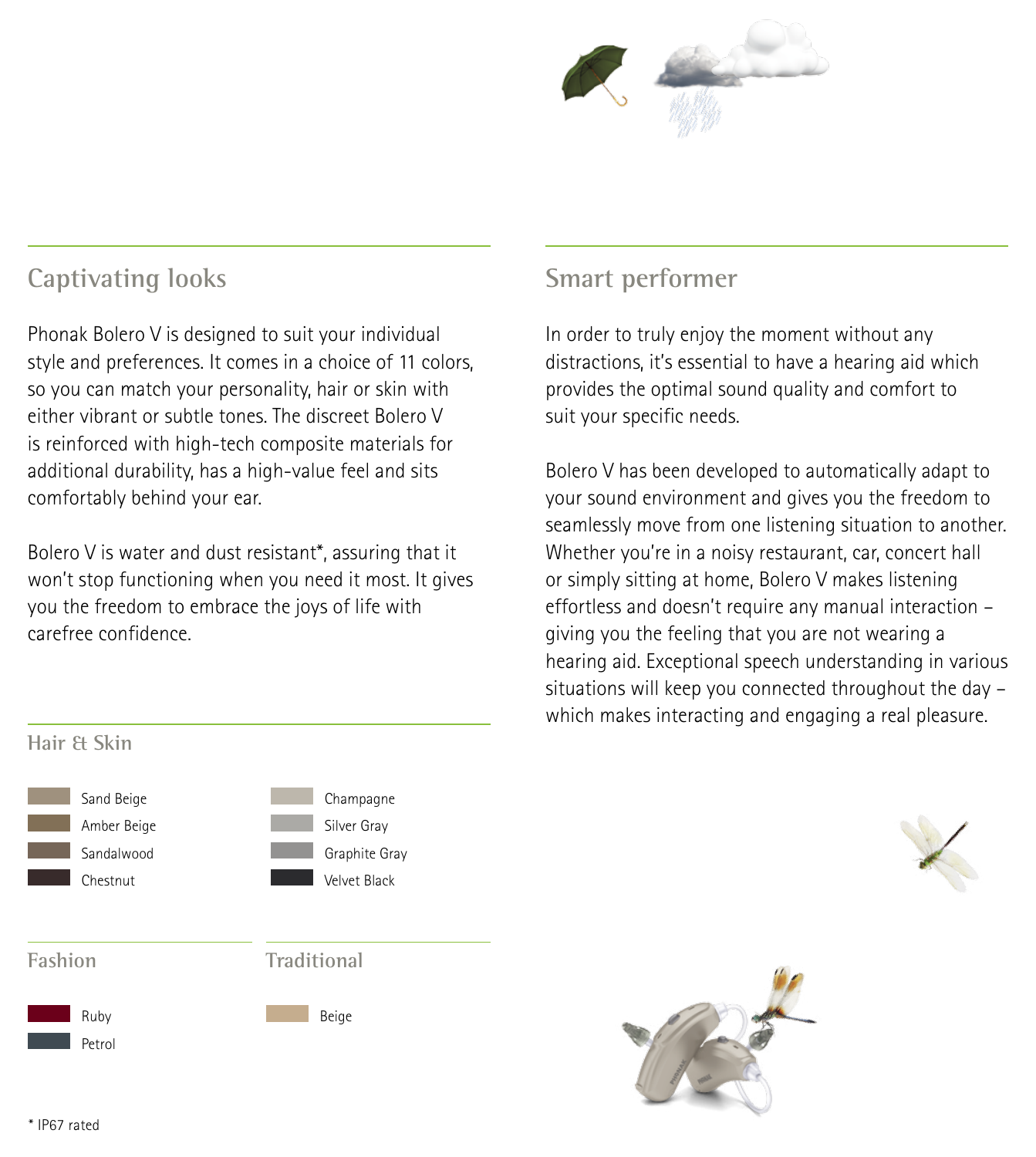## Captivating looks

Phonak Bolero V is designed to suit your individual style and preferences. It comes in a choice of 11 colors, so you can match your personality, hair or skin with either vibrant or subtle tones. The discreet Bolero V is reinforced with high-tech composite materials for additional durability, has a high-value feel and sits comfortably behind your ear.

Bolero V is water and dust resistant*, assuring that it won't stop functioning when you need it most. It gives you the freedom to embrace the joys of life with carefree confidence.

### Hair & Skin

- Sand Beige
- Amber Beige
- Sandalwood
- Chestnut
- Champagne
- Silver Gray
- Graphite Gray
- Velvet Black

### Fashion

- Ruby
- Petrol

### Traditional

- Beige

\* IP67 rated

## Smart performer

In order to truly enjoy the moment without any distractions, it's essential to have a hearing aid which provides the optimal sound quality and comfort to suit your specific needs.

Bolero V has been developed to automatically adapt to your sound environment and gives you the freedom to seamlessly move from one listening situation to another. Whether you're in a noisy restaurant, car, concert hall or simply sitting at home, Bolero V makes listening effortless and doesn't require any manual interaction – giving you the feeling that you are not wearing a hearing aid. Exceptional speech understanding in various situations will keep you connected throughout the day – which makes interacting and engaging a real pleasure.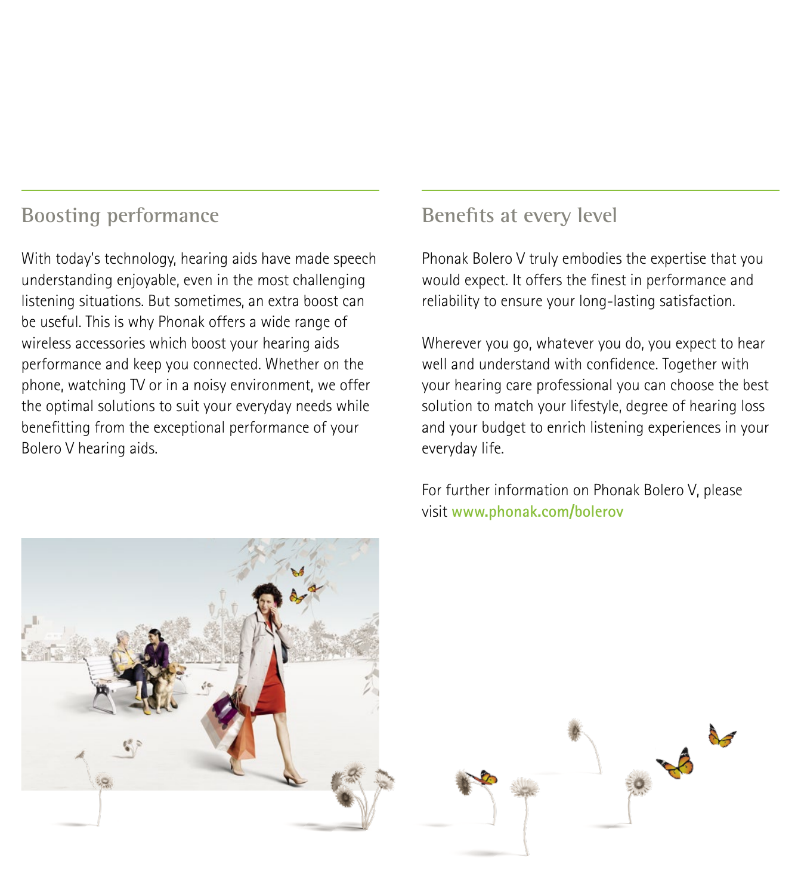## Boosting performance

With today's technology, hearing aids have made speech understanding enjoyable, even in the most challenging listening situations. But sometimes, an extra boost can be useful. This is why Phonak offers a wide range of wireless accessories which boost your hearing aids performance and keep you connected. Whether on the phone, watching TV or in a noisy environment, we offer the optimal solutions to suit your everyday needs while benefitting from the exceptional performance of your Bolero V hearing aids.

## Benefits at every level

Phonak Bolero V truly embodies the expertise that you would expect. It offers the finest in performance and reliability to ensure your long-lasting satisfaction.

Wherever you go, whatever you do, you expect to hear well and understand with confidence. Together with your hearing care professional you can choose the best solution to match your lifestyle, degree of hearing loss and your budget to enrich listening experiences in your everyday life.

For further information on Phonak Bolero V, please visit **www.phonak.com/bolerov**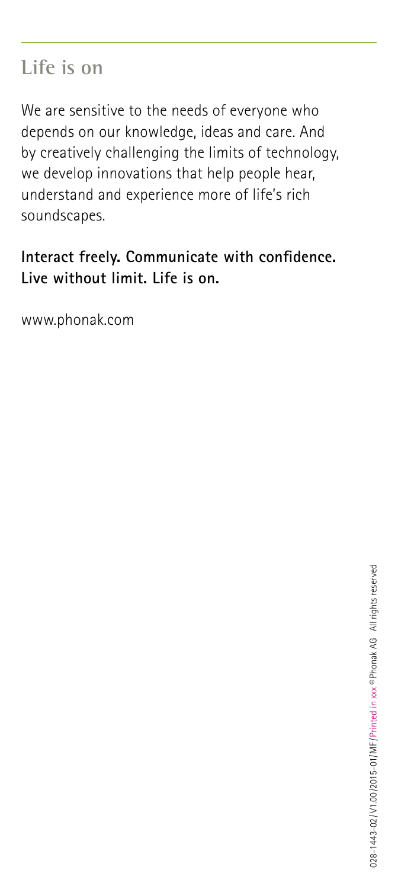## Life is on

We are sensitive to the needs of everyone who depends on our knowledge, ideas and care. And by creatively challenging the limits of technology, we develop innovations that help people hear, understand and experience more of life's rich soundscapes.

**Interact freely. Communicate with confidence. Live without limit. Life is on.**

www.phonak.com

028-1443-02/V1.00/2015-01/MF/Printed in xxx ©Phonak AG All rights reserved